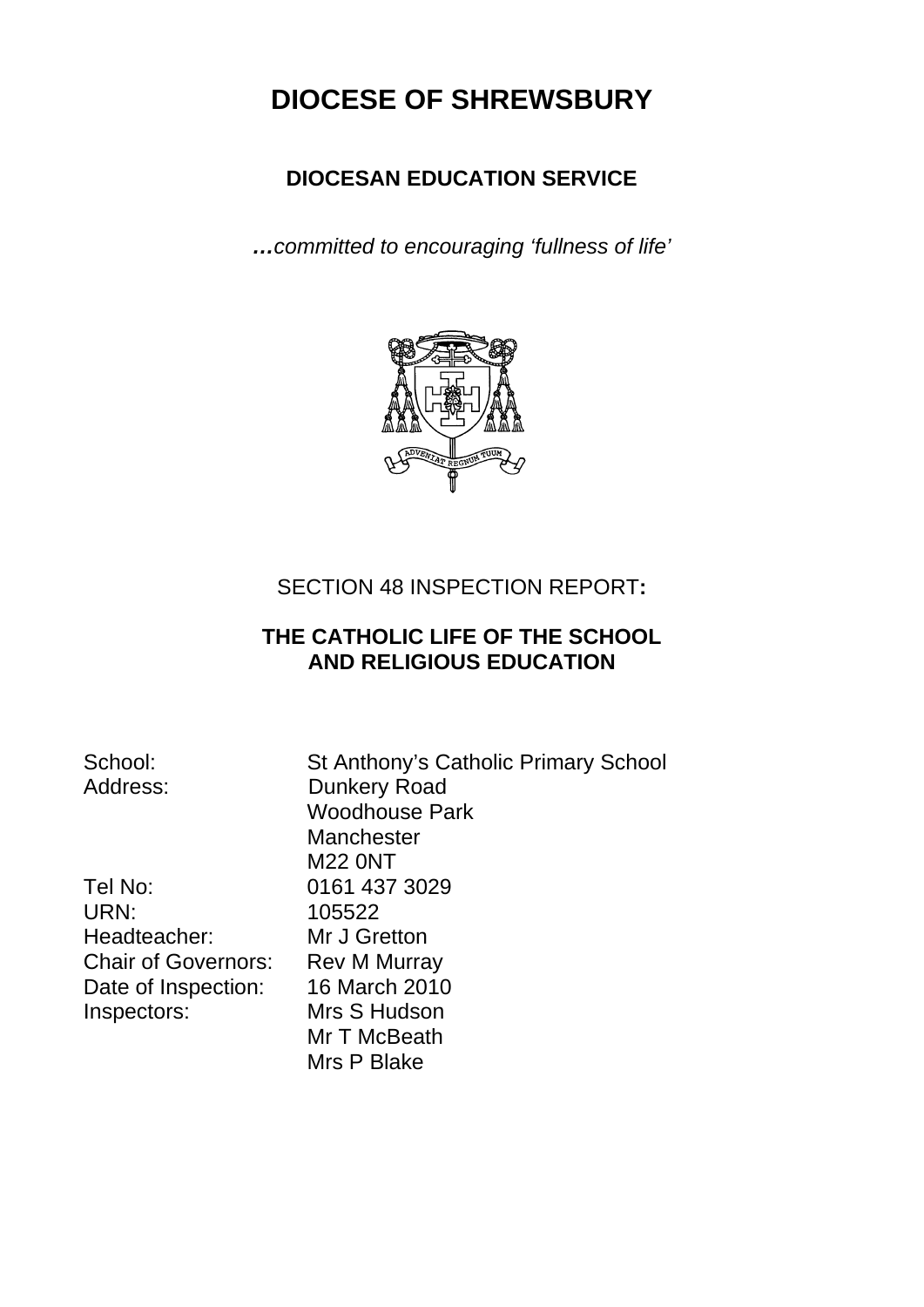# DIOCESE OF SHREWSBURY

## DIOCESAN EDUCATION SERVICE

***…**committed to encouraging 'fullness of life'*

SECTION 48 INSPECTION REPORT**:**

**THE CATHOLIC LIFE OF THE SCHOOL AND RELIGIOUS EDUCATION**

| | |
|---|---|
| School: | St Anthony's Catholic Primary School |
| Address: | Dunkery Road<br>Woodhouse Park<br>Manchester<br>M22 0NT |
| Tel No: | 0161 437 3029 |
| URN: | 105522 |
| Headteacher: | Mr J Gretton |
| Chair of Governors: | Rev M Murray |
| Date of Inspection: | 16 March 2010 |
| Inspectors: | Mrs S Hudson<br>Mr T McBeath<br>Mrs P Blake |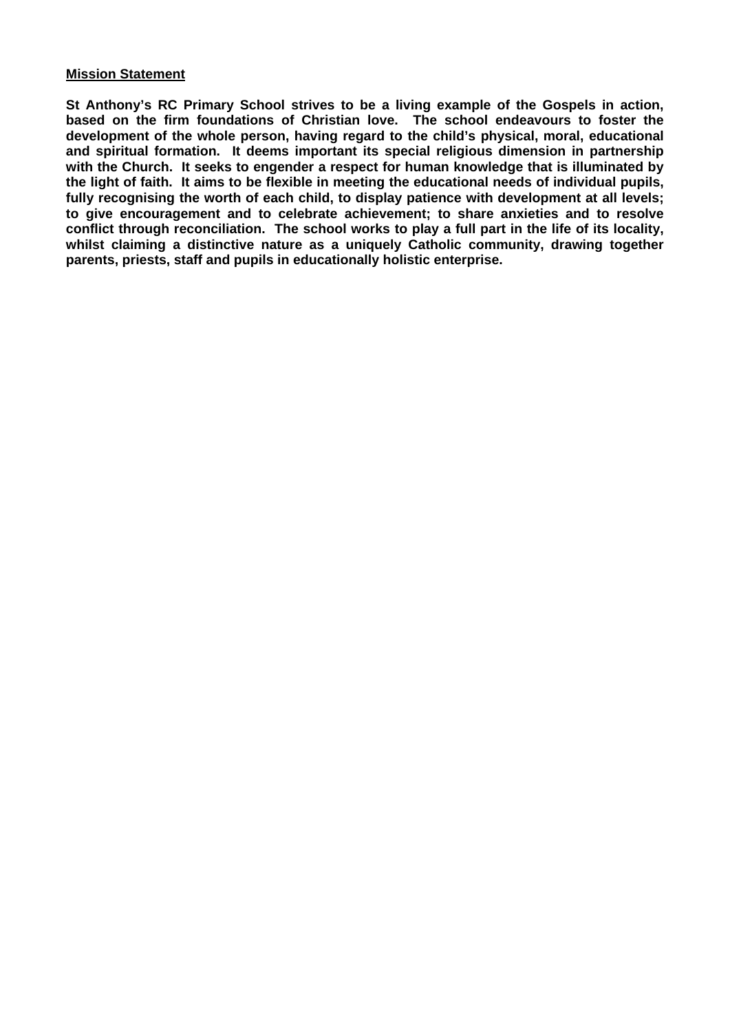**Mission Statement**

**St Anthony's RC Primary School strives to be a living example of the Gospels in action, based on the firm foundations of Christian love. The school endeavours to foster the development of the whole person, having regard to the child's physical, moral, educational and spiritual formation. It deems important its special religious dimension in partnership with the Church. It seeks to engender a respect for human knowledge that is illuminated by the light of faith. It aims to be flexible in meeting the educational needs of individual pupils, fully recognising the worth of each child, to display patience with development at all levels; to give encouragement and to celebrate achievement; to share anxieties and to resolve conflict through reconciliation. The school works to play a full part in the life of its locality, whilst claiming a distinctive nature as a uniquely Catholic community, drawing together parents, priests, staff and pupils in educationally holistic enterprise.**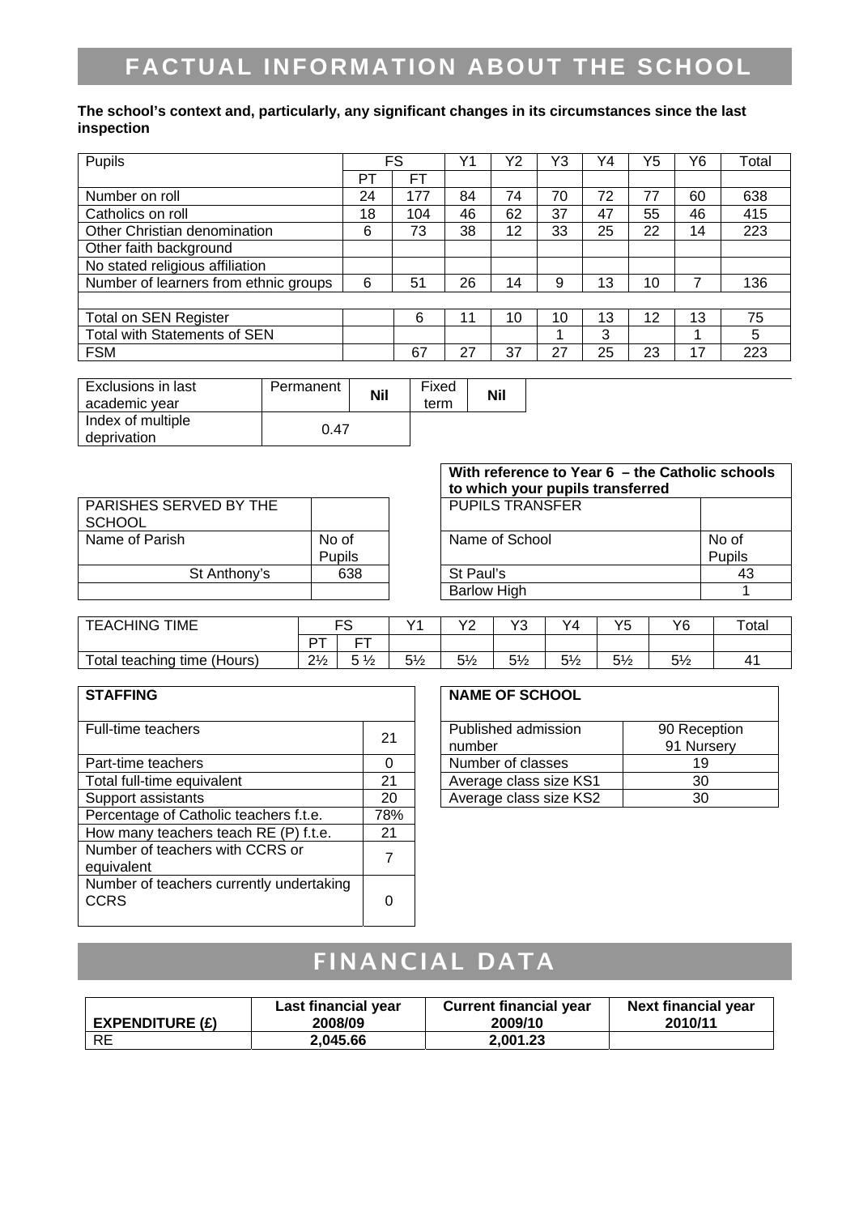# FACTUAL INFORMATION ABOUT THE SCHOOL

**The school's context and, particularly, any significant changes in its circumstances since the last inspection**

| Pupils | FS | | Y1 | Y2 | Y3 | Y4 | Y5 | Y6 | Total |
|---|---|---|---|---|---|---|---|---|---|
| | PT | FT | | | | | | | |
| Number on roll | 24 | 177 | 84 | 74 | 70 | 72 | 77 | 60 | 638 |
| Catholics on roll | 18 | 104 | 46 | 62 | 37 | 47 | 55 | 46 | 415 |
| Other Christian denomination | 6 | 73 | 38 | 12 | 33 | 25 | 22 | 14 | 223 |
| Other faith background | | | | | | | | | |
| No stated religious affiliation | | | | | | | | | |
| Number of learners from ethnic groups | 6 | 51 | 26 | 14 | 9 | 13 | 10 | 7 | 136 |
| | | | | | | | | | |
| Total on SEN Register | | 6 | 11 | 10 | 10 | 13 | 12 | 13 | 75 |
| Total with Statements of SEN | | | | | 1 | 3 | | 1 | 5 |
| FSM | | 67 | 27 | 37 | 27 | 25 | 23 | 17 | 223 |

| Exclusions in last academic year | Permanent | **Nil** | Fixed term | **Nil** |
|---|---|---|---|---|
| Index of multiple deprivation | 0.47 | | | |

| PARISHES SERVED BY THE SCHOOL | |
|---|---|
| Name of Parish | No of Pupils |
| St Anthony's | 638 |
| | |

| **With reference to Year 6 – the Catholic schools to which your pupils transferred** | |
|---|---|
| PUPILS TRANSFER | |
| Name of School | No of Pupils |
| St Paul's | 43 |
| Barlow High | 1 |

| TEACHING TIME | FS | | Y1 | Y2 | Y3 | Y4 | Y5 | Y6 | Total |
|---|---|---|---|---|---|---|---|---|---|
| | PT | FT | | | | | | | |
| Total teaching time (Hours) | 2½ | 5 ½ | 5½ | 5½ | 5½ | 5½ | 5½ | 5½ | 41 |

| **STAFFING** | |
|---|---|
| Full-time teachers | 21 |
| Part-time teachers | 0 |
| Total full-time equivalent | 21 |
| Support assistants | 20 |
| Percentage of Catholic teachers f.t.e. | 78% |
| How many teachers teach RE (P) f.t.e. | 21 |
| Number of teachers with CCRS or equivalent | 7 |
| Number of teachers currently undertaking CCRS | 0 |

| **NAME OF SCHOOL** | |
|---|---|
| Published admission number | 90 Reception 91 Nursery |
| Number of classes | 19 |
| Average class size KS1 | 30 |
| Average class size KS2 | 30 |

# FINANCIAL DATA

| **EXPENDITURE (£)** | **Last financial year 2008/09** | **Current financial year 2009/10** | **Next financial year 2010/11** |
|---|---|---|---|
| RE | **2,045.66** | **2,001.23** | |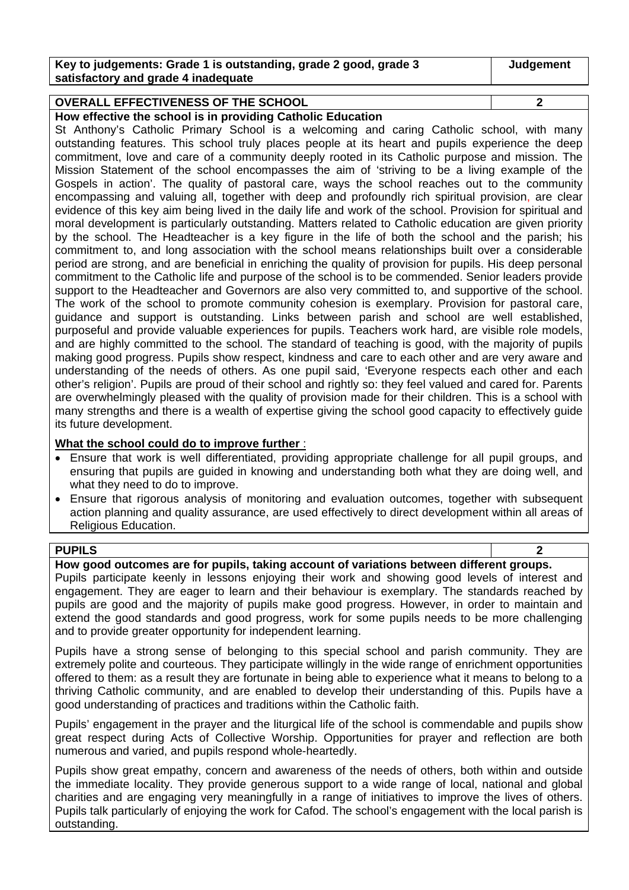| Key to judgements: Grade 1 is outstanding, grade 2 good, grade 3 satisfactory and grade 4 inadequate | Judgement |
| --- | --- |

| OVERALL EFFECTIVENESS OF THE SCHOOL | 2 |
| --- | --- |

**How effective the school is in providing Catholic Education**

St Anthony's Catholic Primary School is a welcoming and caring Catholic school, with many outstanding features. This school truly places people at its heart and pupils experience the deep commitment, love and care of a community deeply rooted in its Catholic purpose and mission. The Mission Statement of the school encompasses the aim of 'striving to be a living example of the Gospels in action'. The quality of pastoral care, ways the school reaches out to the community encompassing and valuing all, together with deep and profoundly rich spiritual provision, are clear evidence of this key aim being lived in the daily life and work of the school. Provision for spiritual and moral development is particularly outstanding. Matters related to Catholic education are given priority by the school. The Headteacher is a key figure in the life of both the school and the parish; his commitment to, and long association with the school means relationships built over a considerable period are strong, and are beneficial in enriching the quality of provision for pupils. His deep personal commitment to the Catholic life and purpose of the school is to be commended. Senior leaders provide support to the Headteacher and Governors are also very committed to, and supportive of the school. The work of the school to promote community cohesion is exemplary. Provision for pastoral care, guidance and support is outstanding. Links between parish and school are well established, purposeful and provide valuable experiences for pupils. Teachers work hard, are visible role models, and are highly committed to the school. The standard of teaching is good, with the majority of pupils making good progress. Pupils show respect, kindness and care to each other and are very aware and understanding of the needs of others. As one pupil said, 'Everyone respects each other and each other's religion'. Pupils are proud of their school and rightly so: they feel valued and cared for. Parents are overwhelmingly pleased with the quality of provision made for their children. This is a school with many strengths and there is a wealth of expertise giving the school good capacity to effectively guide its future development.

**What the school could do to improve further** :

- Ensure that work is well differentiated, providing appropriate challenge for all pupil groups, and ensuring that pupils are guided in knowing and understanding both what they are doing well, and what they need to do to improve.
- Ensure that rigorous analysis of monitoring and evaluation outcomes, together with subsequent action planning and quality assurance, are used effectively to direct development within all areas of Religious Education.

| PUPILS | 2 |
| --- | --- |

**How good outcomes are for pupils, taking account of variations between different groups.**

Pupils participate keenly in lessons enjoying their work and showing good levels of interest and engagement. They are eager to learn and their behaviour is exemplary. The standards reached by pupils are good and the majority of pupils make good progress. However, in order to maintain and extend the good standards and good progress, work for some pupils needs to be more challenging and to provide greater opportunity for independent learning.

Pupils have a strong sense of belonging to this special school and parish community. They are extremely polite and courteous. They participate willingly in the wide range of enrichment opportunities offered to them: as a result they are fortunate in being able to experience what it means to belong to a thriving Catholic community, and are enabled to develop their understanding of this. Pupils have a good understanding of practices and traditions within the Catholic faith.

Pupils' engagement in the prayer and the liturgical life of the school is commendable and pupils show great respect during Acts of Collective Worship. Opportunities for prayer and reflection are both numerous and varied, and pupils respond whole-heartedly.

Pupils show great empathy, concern and awareness of the needs of others, both within and outside the immediate locality. They provide generous support to a wide range of local, national and global charities and are engaging very meaningfully in a range of initiatives to improve the lives of others. Pupils talk particularly of enjoying the work for Cafod. The school's engagement with the local parish is outstanding.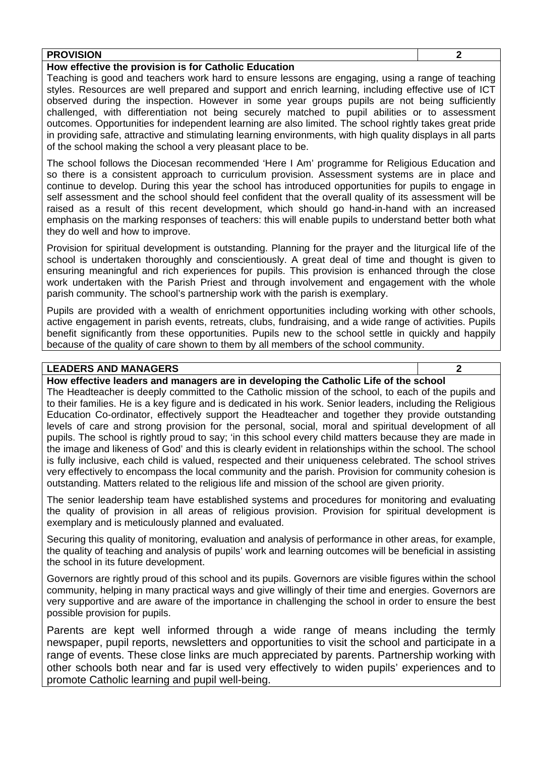| PROVISION | 2 |
|---|---|

**How effective the provision is for Catholic Education**

Teaching is good and teachers work hard to ensure lessons are engaging, using a range of teaching styles. Resources are well prepared and support and enrich learning, including effective use of ICT observed during the inspection. However in some year groups pupils are not being sufficiently challenged, with differentiation not being securely matched to pupil abilities or to assessment outcomes. Opportunities for independent learning are also limited. The school rightly takes great pride in providing safe, attractive and stimulating learning environments, with high quality displays in all parts of the school making the school a very pleasant place to be.

The school follows the Diocesan recommended 'Here I Am' programme for Religious Education and so there is a consistent approach to curriculum provision. Assessment systems are in place and continue to develop. During this year the school has introduced opportunities for pupils to engage in self assessment and the school should feel confident that the overall quality of its assessment will be raised as a result of this recent development, which should go hand-in-hand with an increased emphasis on the marking responses of teachers: this will enable pupils to understand better both what they do well and how to improve.

Provision for spiritual development is outstanding. Planning for the prayer and the liturgical life of the school is undertaken thoroughly and conscientiously. A great deal of time and thought is given to ensuring meaningful and rich experiences for pupils. This provision is enhanced through the close work undertaken with the Parish Priest and through involvement and engagement with the whole parish community. The school's partnership work with the parish is exemplary.

Pupils are provided with a wealth of enrichment opportunities including working with other schools, active engagement in parish events, retreats, clubs, fundraising, and a wide range of activities. Pupils benefit significantly from these opportunities. Pupils new to the school settle in quickly and happily because of the quality of care shown to them by all members of the school community.

| LEADERS AND MANAGERS | 2 |
|---|---|

**How effective leaders and managers are in developing the Catholic Life of the school**

The Headteacher is deeply committed to the Catholic mission of the school, to each of the pupils and to their families. He is a key figure and is dedicated in his work. Senior leaders, including the Religious Education Co-ordinator, effectively support the Headteacher and together they provide outstanding levels of care and strong provision for the personal, social, moral and spiritual development of all pupils. The school is rightly proud to say; 'in this school every child matters because they are made in the image and likeness of God' and this is clearly evident in relationships within the school. The school is fully inclusive, each child is valued, respected and their uniqueness celebrated. The school strives very effectively to encompass the local community and the parish. Provision for community cohesion is outstanding. Matters related to the religious life and mission of the school are given priority.

The senior leadership team have established systems and procedures for monitoring and evaluating the quality of provision in all areas of religious provision. Provision for spiritual development is exemplary and is meticulously planned and evaluated.

Securing this quality of monitoring, evaluation and analysis of performance in other areas, for example, the quality of teaching and analysis of pupils' work and learning outcomes will be beneficial in assisting the school in its future development.

Governors are rightly proud of this school and its pupils. Governors are visible figures within the school community, helping in many practical ways and give willingly of their time and energies. Governors are very supportive and are aware of the importance in challenging the school in order to ensure the best possible provision for pupils.

Parents are kept well informed through a wide range of means including the termly newspaper, pupil reports, newsletters and opportunities to visit the school and participate in a range of events. These close links are much appreciated by parents. Partnership working with other schools both near and far is used very effectively to widen pupils' experiences and to promote Catholic learning and pupil well-being.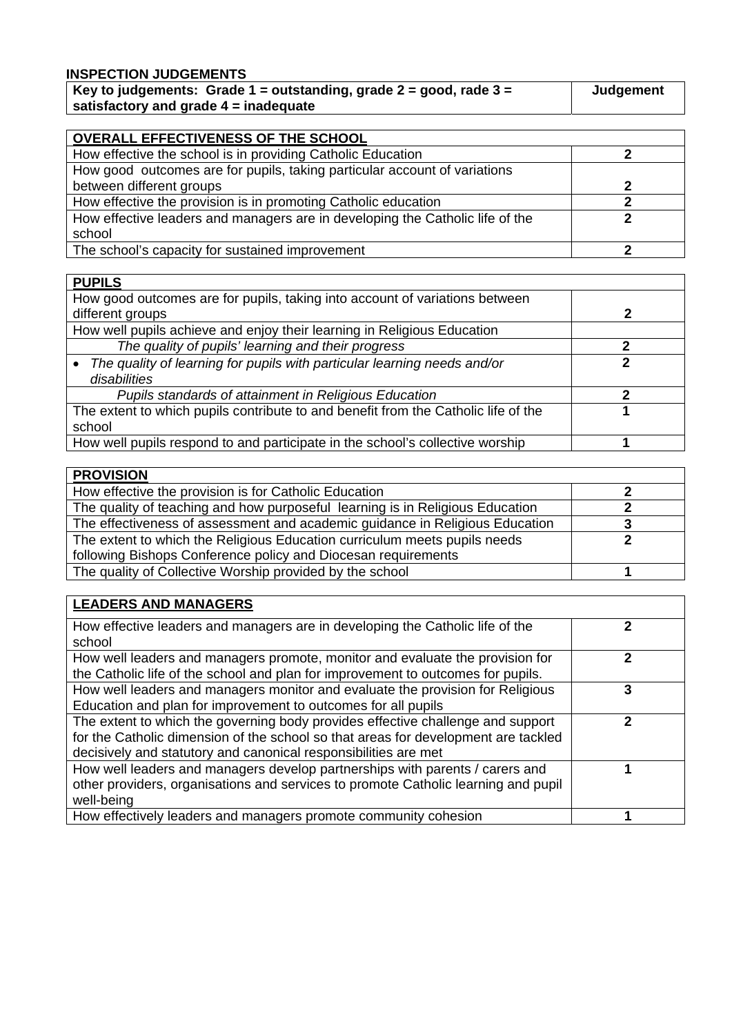**INSPECTION JUDGEMENTS**

| **Key to judgements: Grade 1 = outstanding, grade 2 = good, rade 3 = satisfactory and grade 4 = inadequate** | **Judgement** |
|---|---|

| **OVERALL EFFECTIVENESS OF THE SCHOOL** | |
|---|---|
| How effective the school is in providing Catholic Education | **2** |
| How good outcomes are for pupils, taking particular account of variations between different groups | **2** |
| How effective the provision is in promoting Catholic education | **2** |
| How effective leaders and managers are in developing the Catholic life of the school | **2** |
| The school's capacity for sustained improvement | **2** |

| **PUPILS** | |
|---|---|
| How good outcomes are for pupils, taking into account of variations between different groups | **2** |
| How well pupils achieve and enjoy their learning in Religious Education | |
| *The quality of pupils' learning and their progress* | **2** |
| • *The quality of learning for pupils with particular learning needs and/or disabilities* | **2** |
| *Pupils standards of attainment in Religious Education* | **2** |
| The extent to which pupils contribute to and benefit from the Catholic life of the school | **1** |
| How well pupils respond to and participate in the school's collective worship | **1** |

| **PROVISION** | |
|---|---|
| How effective the provision is for Catholic Education | **2** |
| The quality of teaching and how purposeful learning is in Religious Education | **2** |
| The effectiveness of assessment and academic guidance in Religious Education | **3** |
| The extent to which the Religious Education curriculum meets pupils needs following Bishops Conference policy and Diocesan requirements | **2** |
| The quality of Collective Worship provided by the school | **1** |

| **LEADERS AND MANAGERS** | |
|---|---|
| How effective leaders and managers are in developing the Catholic life of the school | **2** |
| How well leaders and managers promote, monitor and evaluate the provision for the Catholic life of the school and plan for improvement to outcomes for pupils. | **2** |
| How well leaders and managers monitor and evaluate the provision for Religious Education and plan for improvement to outcomes for all pupils | **3** |
| The extent to which the governing body provides effective challenge and support for the Catholic dimension of the school so that areas for development are tackled decisively and statutory and canonical responsibilities are met | **2** |
| How well leaders and managers develop partnerships with parents / carers and other providers, organisations and services to promote Catholic learning and pupil well-being | **1** |
| How effectively leaders and managers promote community cohesion | **1** |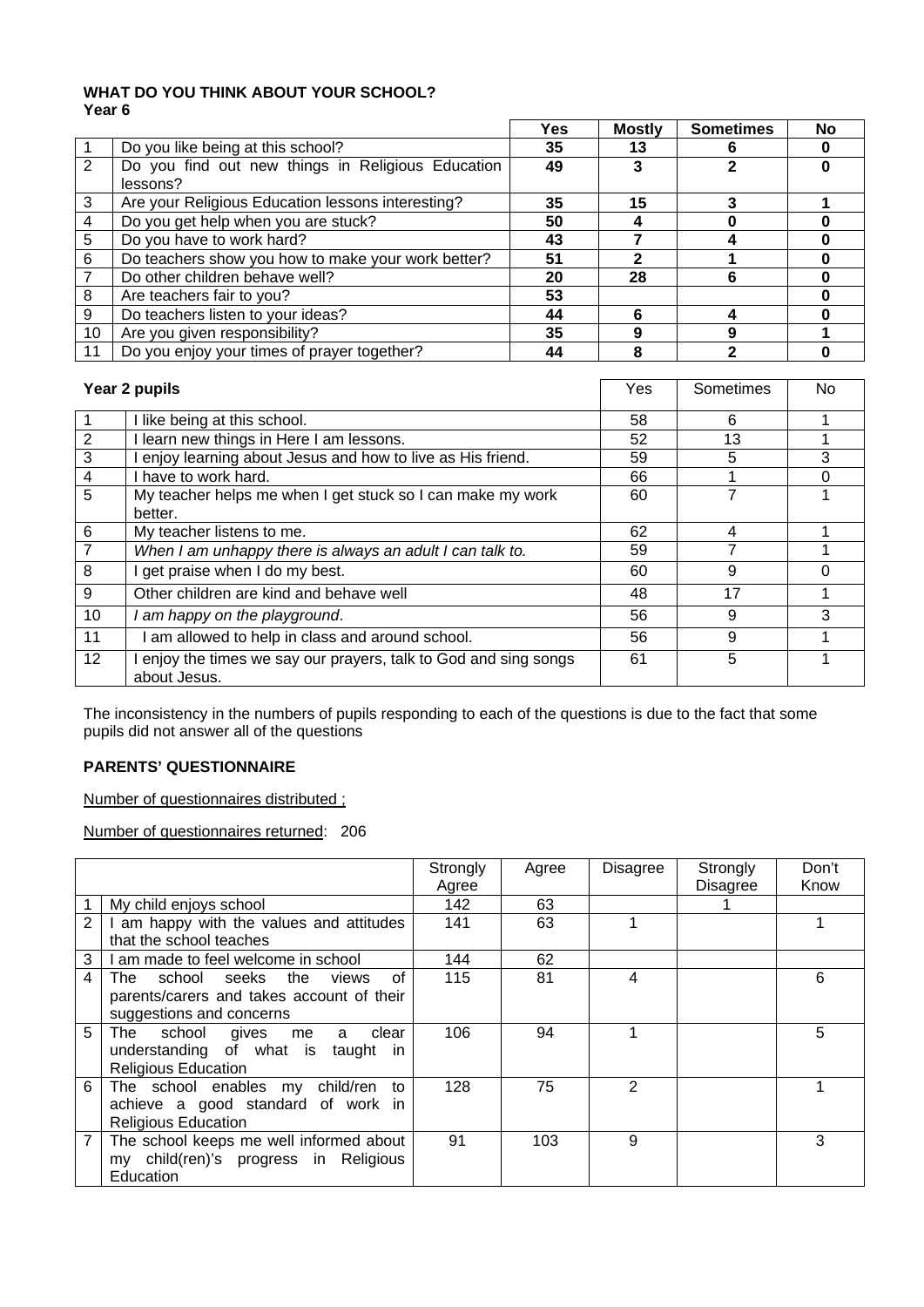**WHAT DO YOU THINK ABOUT YOUR SCHOOL?**
**Year 6**

| | | Yes | Mostly | Sometimes | No |
|---|---|---|---|---|---|
| 1 | Do you like being at this school? | **35** | **13** | **6** | **0** |
| 2 | Do you find out new things in Religious Education lessons? | **49** | **3** | **2** | **0** |
| 3 | Are your Religious Education lessons interesting? | **35** | **15** | **3** | **1** |
| 4 | Do you get help when you are stuck? | **50** | **4** | **0** | **0** |
| 5 | Do you have to work hard? | **43** | **7** | **4** | **0** |
| 6 | Do teachers show you how to make your work better? | **51** | **2** | **1** | **0** |
| 7 | Do other children behave well? | **20** | **28** | **6** | **0** |
| 8 | Are teachers fair to you? | **53** | | | **0** |
| 9 | Do teachers listen to your ideas? | **44** | **6** | **4** | **0** |
| 10 | Are you given responsibility? | **35** | **9** | **9** | **1** |
| 11 | Do you enjoy your times of prayer together? | **44** | **8** | **2** | **0** |

| **Year 2 pupils** | | Yes | Sometimes | No |
|---|---|---|---|---|
| 1 | I like being at this school. | 58 | 6 | 1 |
| 2 | I learn new things in Here I am lessons. | 52 | 13 | 1 |
| 3 | I enjoy learning about Jesus and how to live as His friend. | 59 | 5 | 3 |
| 4 | I have to work hard. | 66 | 1 | 0 |
| 5 | My teacher helps me when I get stuck so I can make my work better. | 60 | 7 | 1 |
| 6 | My teacher listens to me. | 62 | 4 | 1 |
| 7 | *When I am unhappy there is always an adult I can talk to.* | 59 | 7 | 1 |
| 8 | I get praise when I do my best. | 60 | 9 | 0 |
| 9 | Other children are kind and behave well | 48 | 17 | 1 |
| 10 | *I am happy on the playground*. | 56 | 9 | 3 |
| 11 | I am allowed to help in class and around school. | 56 | 9 | 1 |
| 12 | I enjoy the times we say our prayers, talk to God and sing songs about Jesus. | 61 | 5 | 1 |

The inconsistency in the numbers of pupils responding to each of the questions is due to the fact that some pupils did not answer all of the questions

**PARENTS' QUESTIONNAIRE**

Number of questionnaires distributed ;

Number of questionnaires returned: 206

| | | Strongly Agree | Agree | Disagree | Strongly Disagree | Don't Know |
|---|---|---|---|---|---|---|
| 1 | My child enjoys school | 142 | 63 | | 1 | |
| 2 | I am happy with the values and attitudes that the school teaches | 141 | 63 | 1 | | 1 |
| 3 | I am made to feel welcome in school | 144 | 62 | | | |
| 4 | The school seeks the views of parents/carers and takes account of their suggestions and concerns | 115 | 81 | 4 | | 6 |
| 5 | The school gives me a clear understanding of what is taught in Religious Education | 106 | 94 | 1 | | 5 |
| 6 | The school enables my child/ren to achieve a good standard of work in Religious Education | 128 | 75 | 2 | | 1 |
| 7 | The school keeps me well informed about my child(ren)'s progress in Religious Education | 91 | 103 | 9 | | 3 |